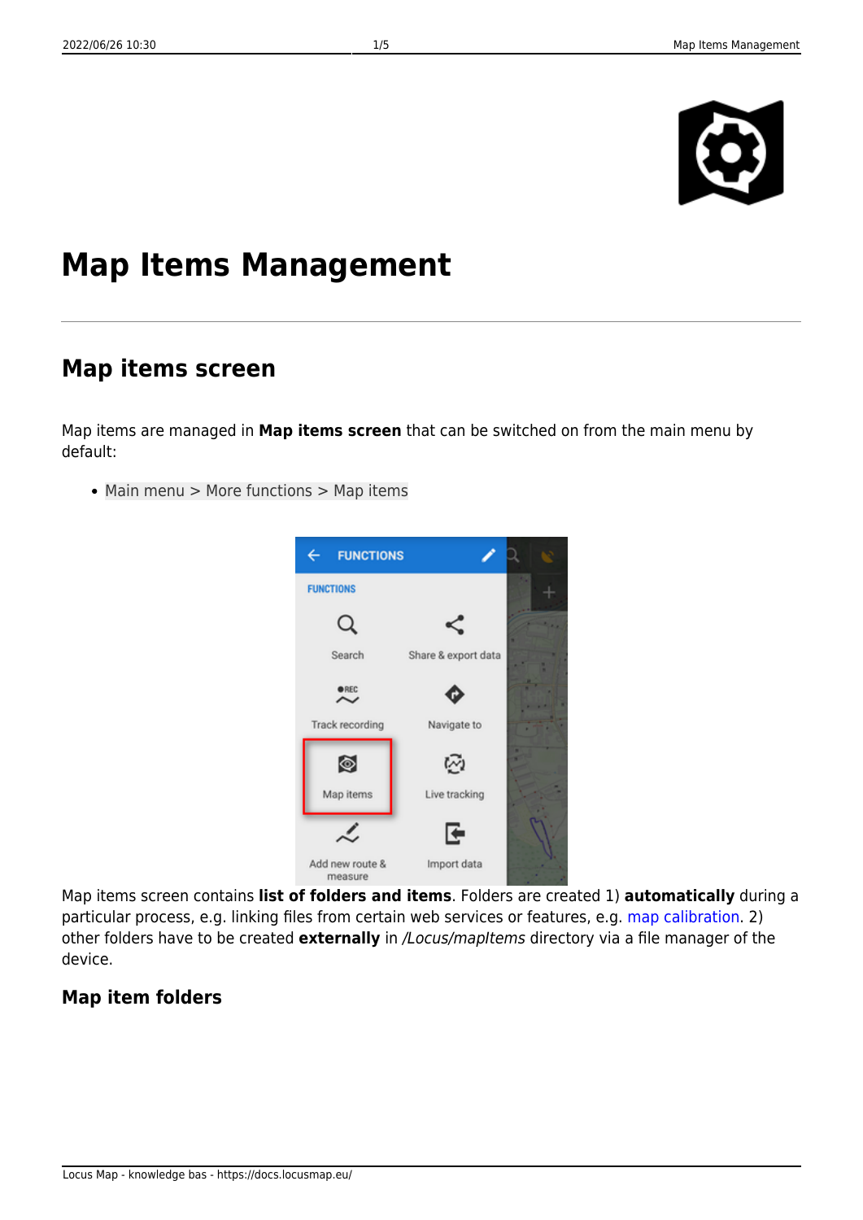# Map Items Management

## Map items screen

Map items are managed in **Map items screen** that can be switched on from the main menu by default:

- Main menu > More functions > Map items

Map items screen contains **list of folders and items**. Folders are created 1) **automatically** during a particular process, e.g. linking files from certain web services or features, e.g. map calibration. 2) other folders have to be created **externally** in */Locus/mapItems* directory via a file manager of the device.

### Map item folders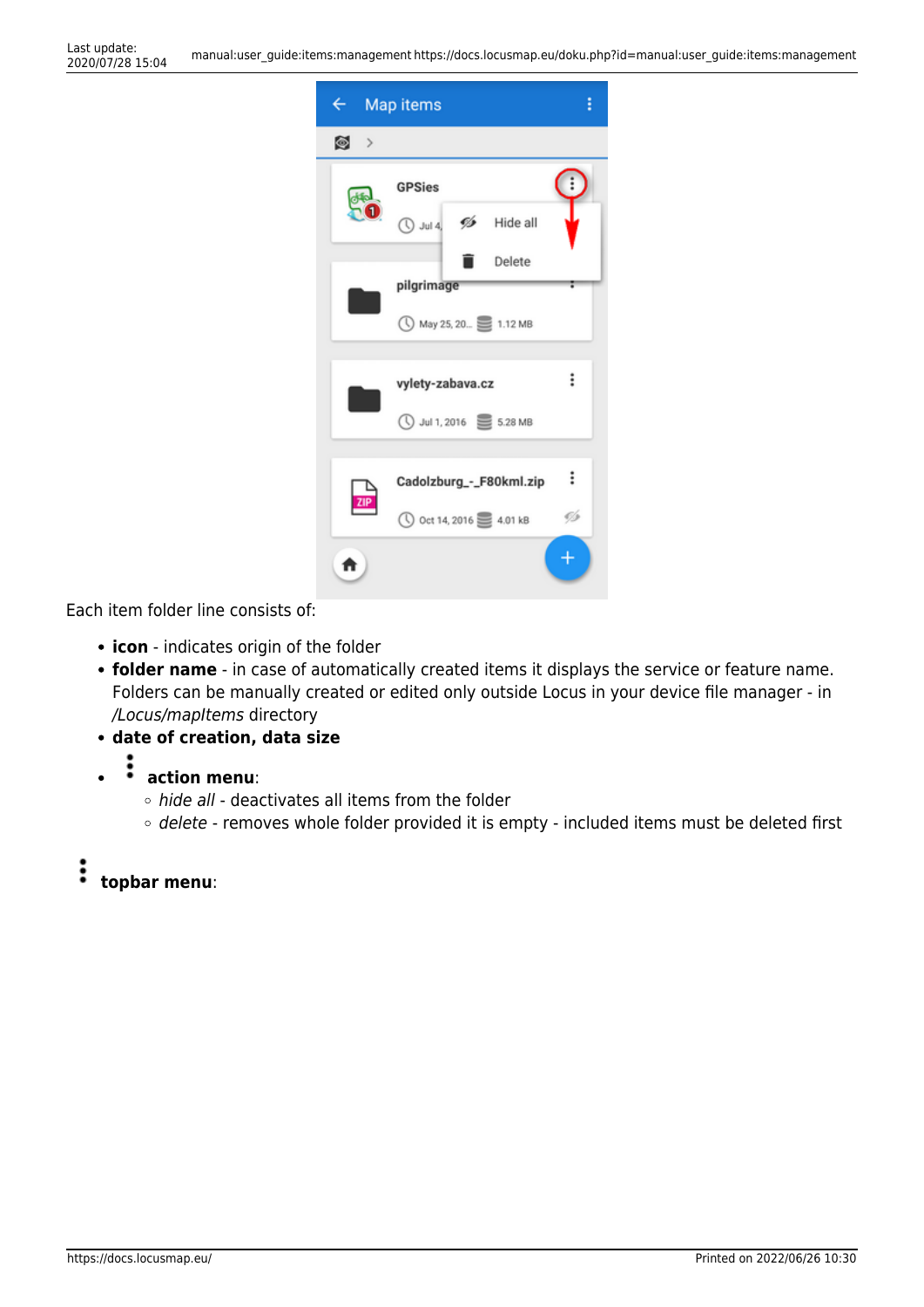Each item folder line consists of:

- **icon** - indicates origin of the folder
- **folder name** - in case of automatically created items it displays the service or feature name. Folders can be manually created or edited only outside Locus in your device file manager - in */Locus/mapItems* directory
- **date of creation, data size**
- **action menu**:
  - *hide all* - deactivates all items from the folder
  - *delete* - removes whole folder provided it is empty - included items must be deleted first

**topbar menu**: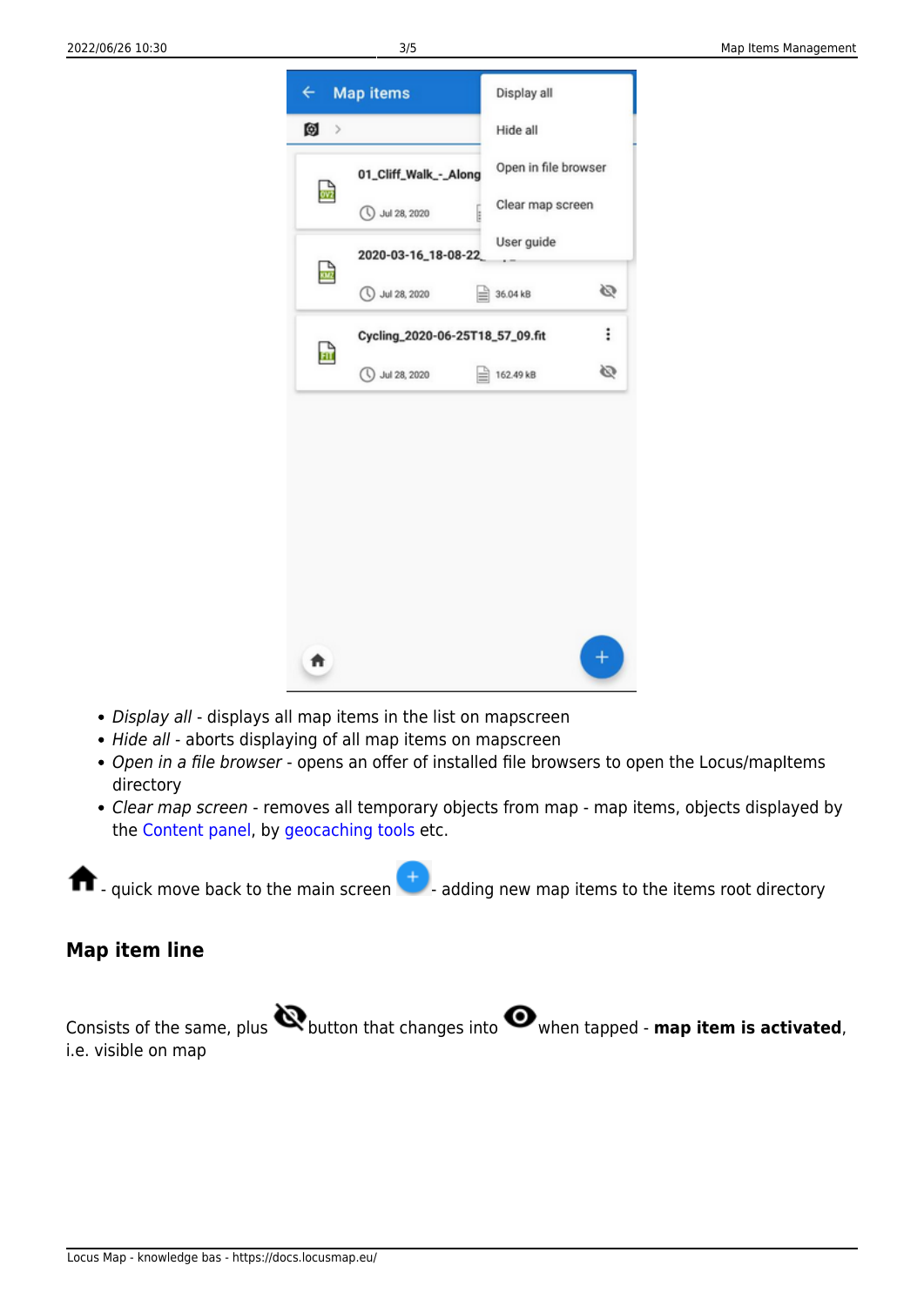- *Display all* - displays all map items in the list on mapscreen
- *Hide all* - aborts displaying of all map items on mapscreen
- *Open in a file browser* - opens an offer of installed file browsers to open the Locus/mapItems directory
- *Clear map screen* - removes all temporary objects from map - map items, objects displayed by the Content panel, by geocaching tools etc.

- quick move back to the main screen - adding new map items to the items root directory

### Map item line

Consists of the same, plus button that changes into when tapped - **map item is activated**, i.e. visible on map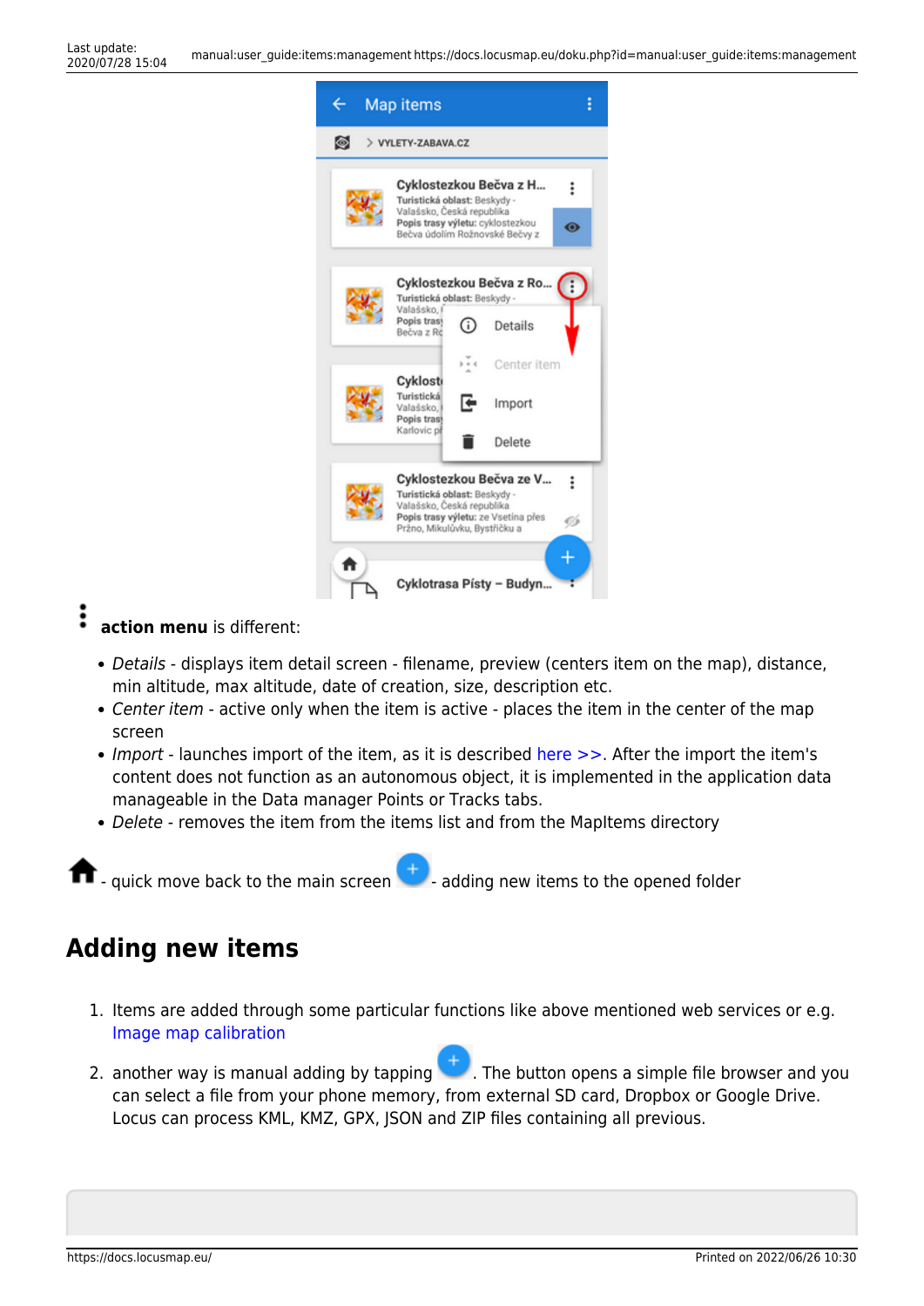**action menu** is different:

- *Details* - displays item detail screen - filename, preview (centers item on the map), distance, min altitude, max altitude, date of creation, size, description etc.
- *Center item* - active only when the item is active - places the item in the center of the map screen
- *Import* - launches import of the item, as it is described here >>. After the import the item's content does not function as an autonomous object, it is implemented in the application data manageable in the Data manager Points or Tracks tabs.
- *Delete* - removes the item from the items list and from the MapItems directory

- quick move back to the main screen - adding new items to the opened folder

## Adding new items

1. Items are added through some particular functions like above mentioned web services or e.g. Image map calibration
2. another way is manual adding by tapping . The button opens a simple file browser and you can select a file from your phone memory, from external SD card, Dropbox or Google Drive. Locus can process KML, KMZ, GPX, JSON and ZIP files containing all previous.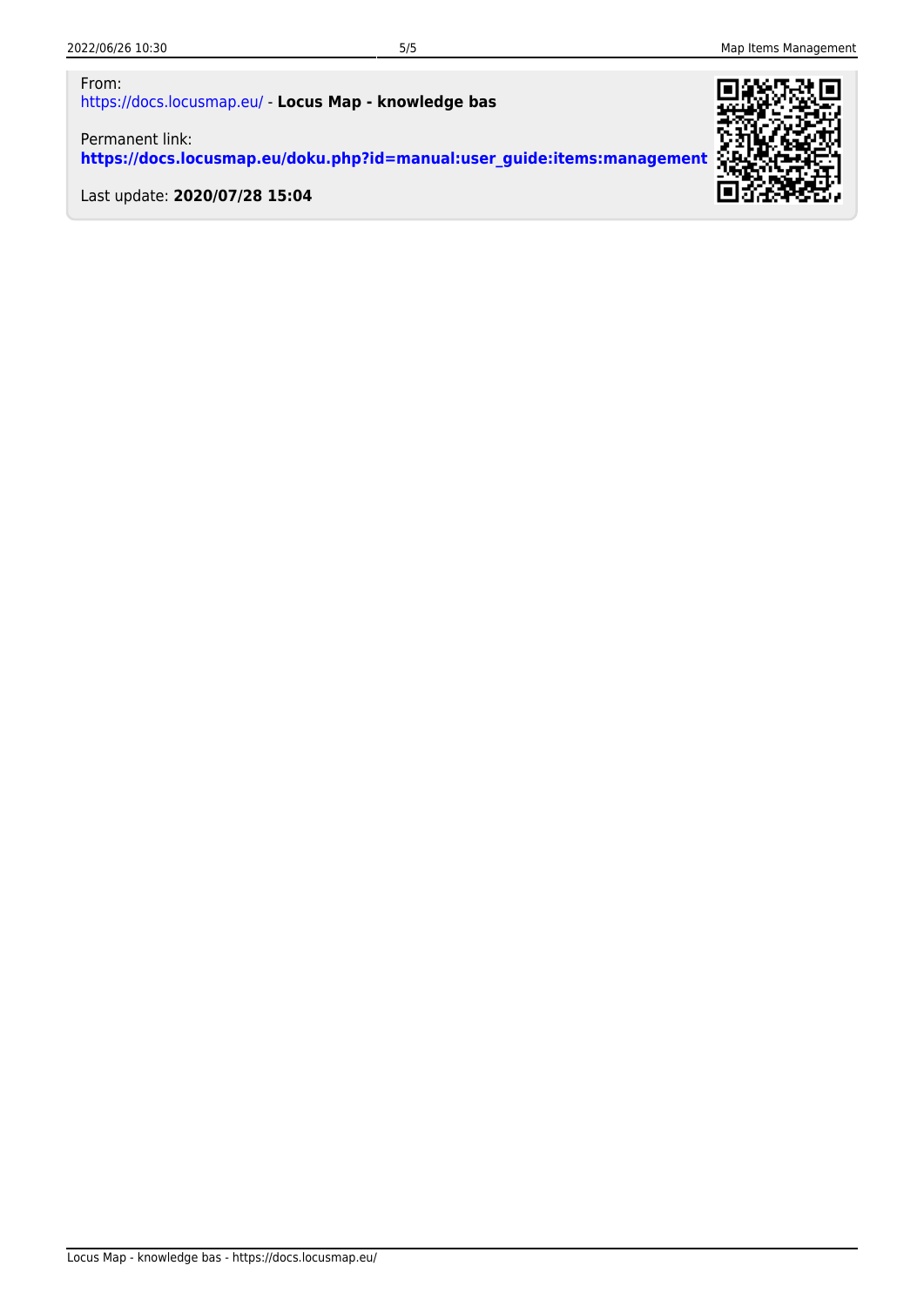From:
https://docs.locusmap.eu/ - **Locus Map - knowledge bas**

Permanent link:
**https://docs.locusmap.eu/doku.php?id=manual:user_guide:items:management**

Last update: **2020/07/28 15:04**